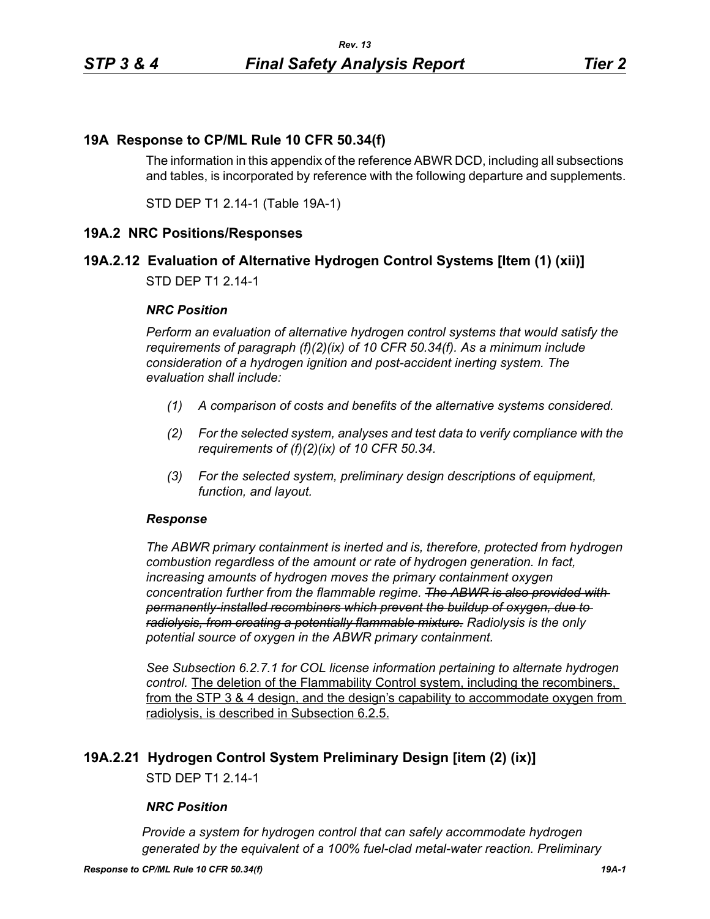# 19A Response to CP/ML Rule 10 CFR 50.34(f)

The information in this appendix of the reference ABWR DCD, including all subsections and tables, is incorporated by reference with the following departure and supplements.

STD DEP T1 2.14-1 (Table 19A-1)

## 19A.2 NRC Positions/Responses

### 19A.2.12 Evaluation of Alternative Hydrogen Control Systems [Item (1) (xii)]

STD DEP T1 2.14-1

***NRC Position***

*Perform an evaluation of alternative hydrogen control systems that would satisfy the requirements of paragraph (f)(2)(ix) of 10 CFR 50.34(f). As a minimum include consideration of a hydrogen ignition and post-accident inerting system. The evaluation shall include:*

*(1) A comparison of costs and benefits of the alternative systems considered.*

*(2) For the selected system, analyses and test data to verify compliance with the requirements of (f)(2)(ix) of 10 CFR 50.34.*

*(3) For the selected system, preliminary design descriptions of equipment, function, and layout.*

***Response***

*The ABWR primary containment is inerted and is, therefore, protected from hydrogen combustion regardless of the amount or rate of hydrogen generation. In fact, increasing amounts of hydrogen moves the primary containment oxygen concentration further from the flammable regime.* ~~*The ABWR is also provided with permanently-installed recombiners which prevent the buildup of oxygen, due to radiolysis, from creating a potentially flammable mixture.*~~ *Radiolysis is the only potential source of oxygen in the ABWR primary containment.*

*See Subsection 6.2.7.1 for COL license information pertaining to alternate hydrogen control.* <u>The deletion of the Flammability Control system, including the recombiners, from the STP 3 & 4 design, and the design's capability to accommodate oxygen from radiolysis, is described in Subsection 6.2.5.</u>

### 19A.2.21 Hydrogen Control System Preliminary Design [item (2) (ix)]

STD DEP T1 2.14-1

***NRC Position***

*Provide a system for hydrogen control that can safely accommodate hydrogen generated by the equivalent of a 100% fuel-clad metal-water reaction. Preliminary*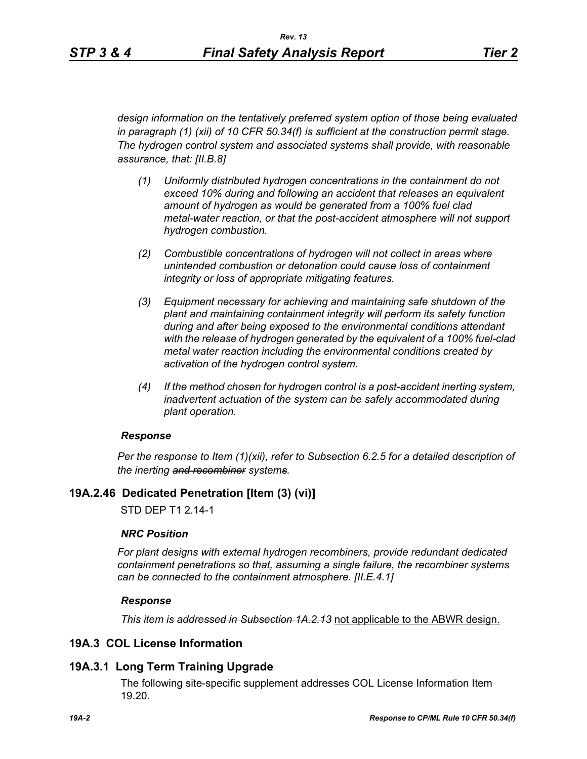*design information on the tentatively preferred system option of those being evaluated in paragraph (1) (xii) of 10 CFR 50.34(f) is sufficient at the construction permit stage. The hydrogen control system and associated systems shall provide, with reasonable assurance, that: [II.B.8]*

*(1) Uniformly distributed hydrogen concentrations in the containment do not exceed 10% during and following an accident that releases an equivalent amount of hydrogen as would be generated from a 100% fuel clad metal-water reaction, or that the post-accident atmosphere will not support hydrogen combustion.*

*(2) Combustible concentrations of hydrogen will not collect in areas where unintended combustion or detonation could cause loss of containment integrity or loss of appropriate mitigating features.*

*(3) Equipment necessary for achieving and maintaining safe shutdown of the plant and maintaining containment integrity will perform its safety function during and after being exposed to the environmental conditions attendant with the release of hydrogen generated by the equivalent of a 100% fuel-clad metal water reaction including the environmental conditions created by activation of the hydrogen control system.*

*(4) If the method chosen for hydrogen control is a post-accident inerting system, inadvertent actuation of the system can be safely accommodated during plant operation.*

***Response***

*Per the response to Item (1)(xii), refer to Subsection 6.2.5 for a detailed description of the inerting ~~and recombiner~~ system~~s~~.*

## 19A.2.46 Dedicated Penetration [Item (3) (vi)]

STD DEP T1 2.14-1

***NRC Position***

*For plant designs with external hydrogen recombiners, provide redundant dedicated containment penetrations so that, assuming a single failure, the recombiner systems can be connected to the containment atmosphere. [II.E.4.1]*

***Response***

*This item is ~~addressed in Subsection 1A.2.13~~* <u>not applicable to the ABWR design.</u>

## 19A.3 COL License Information

## 19A.3.1 Long Term Training Upgrade

The following site-specific supplement addresses COL License Information Item 19.20.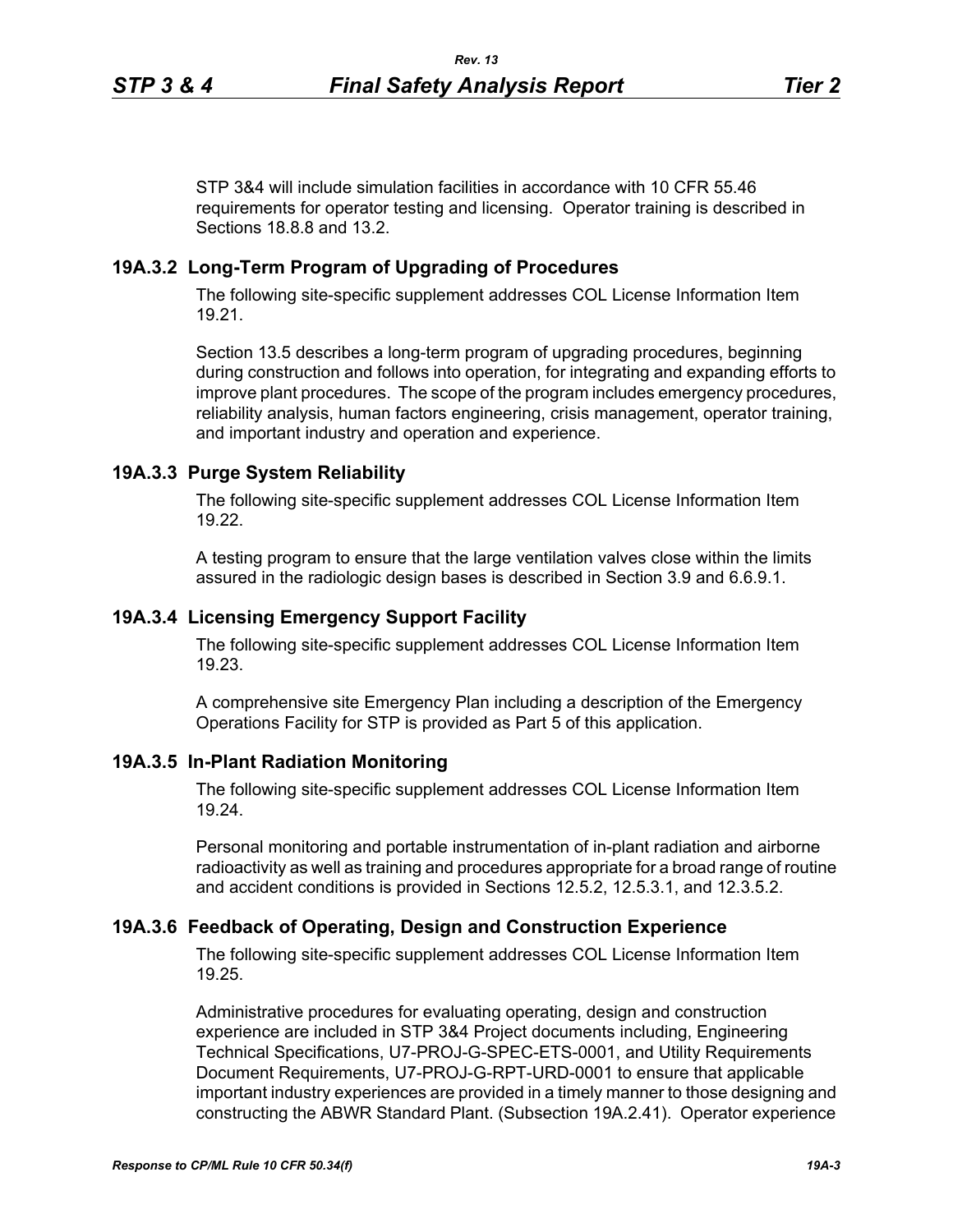STP 3&4 will include simulation facilities in accordance with 10 CFR 55.46 requirements for operator testing and licensing. Operator training is described in Sections 18.8.8 and 13.2.

## 19A.3.2 Long-Term Program of Upgrading of Procedures

The following site-specific supplement addresses COL License Information Item 19.21.

Section 13.5 describes a long-term program of upgrading procedures, beginning during construction and follows into operation, for integrating and expanding efforts to improve plant procedures. The scope of the program includes emergency procedures, reliability analysis, human factors engineering, crisis management, operator training, and important industry and operation and experience.

## 19A.3.3 Purge System Reliability

The following site-specific supplement addresses COL License Information Item 19.22.

A testing program to ensure that the large ventilation valves close within the limits assured in the radiologic design bases is described in Section 3.9 and 6.6.9.1.

## 19A.3.4 Licensing Emergency Support Facility

The following site-specific supplement addresses COL License Information Item 19.23.

A comprehensive site Emergency Plan including a description of the Emergency Operations Facility for STP is provided as Part 5 of this application.

## 19A.3.5 In-Plant Radiation Monitoring

The following site-specific supplement addresses COL License Information Item 19.24.

Personal monitoring and portable instrumentation of in-plant radiation and airborne radioactivity as well as training and procedures appropriate for a broad range of routine and accident conditions is provided in Sections 12.5.2, 12.5.3.1, and 12.3.5.2.

## 19A.3.6 Feedback of Operating, Design and Construction Experience

The following site-specific supplement addresses COL License Information Item 19.25.

Administrative procedures for evaluating operating, design and construction experience are included in STP 3&4 Project documents including, Engineering Technical Specifications, U7-PROJ-G-SPEC-ETS-0001, and Utility Requirements Document Requirements, U7-PROJ-G-RPT-URD-0001 to ensure that applicable important industry experiences are provided in a timely manner to those designing and constructing the ABWR Standard Plant. (Subsection 19A.2.41). Operator experience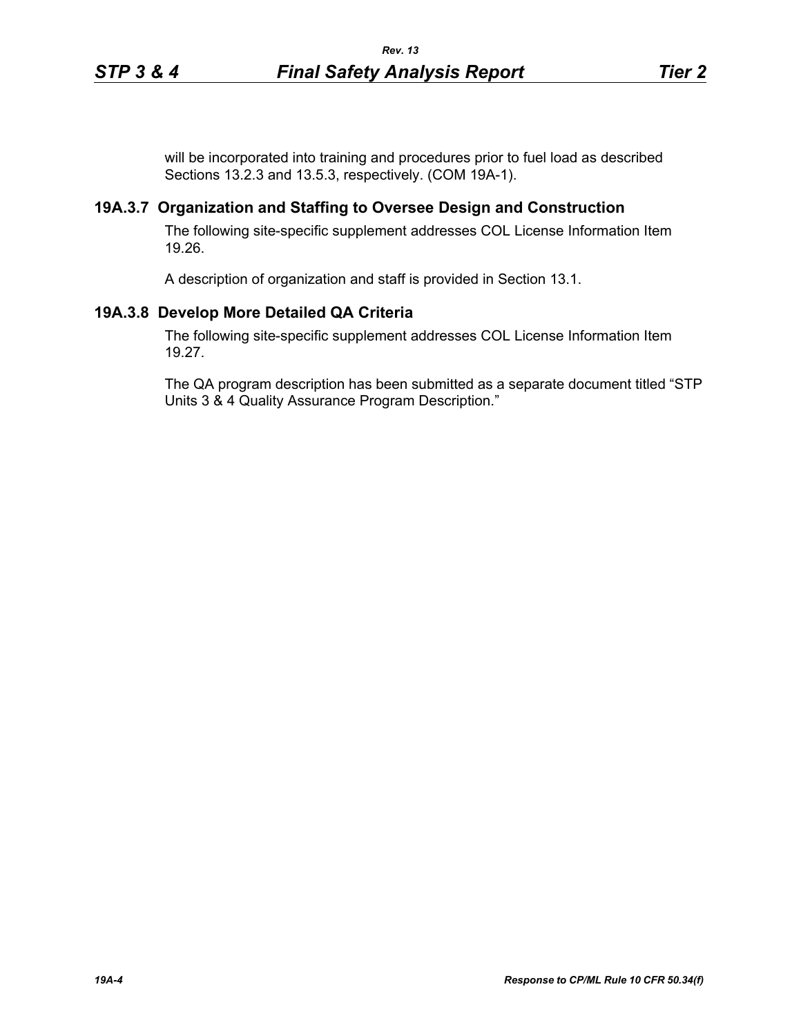will be incorporated into training and procedures prior to fuel load as described Sections 13.2.3 and 13.5.3, respectively. (COM 19A-1).

### 19A.3.7 Organization and Staffing to Oversee Design and Construction

The following site-specific supplement addresses COL License Information Item 19.26.

A description of organization and staff is provided in Section 13.1.

### 19A.3.8 Develop More Detailed QA Criteria

The following site-specific supplement addresses COL License Information Item 19.27.

The QA program description has been submitted as a separate document titled "STP Units 3 & 4 Quality Assurance Program Description."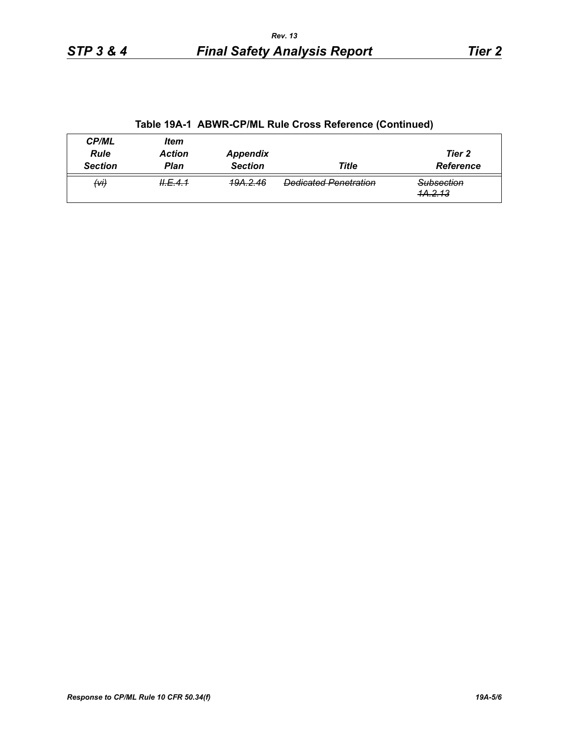**Table 19A-1 ABWR-CP/ML Rule Cross Reference (Continued)**

| CP/ML Rule Section | Item Action Plan | Appendix Section | Title | Tier 2 Reference |
|---|---|---|---|---|
| ~~(vi)~~ | ~~II.E.4.1~~ | ~~19A.2.46~~ | ~~Dedicated Penetration~~ | ~~Subsection 1A.2.13~~ |